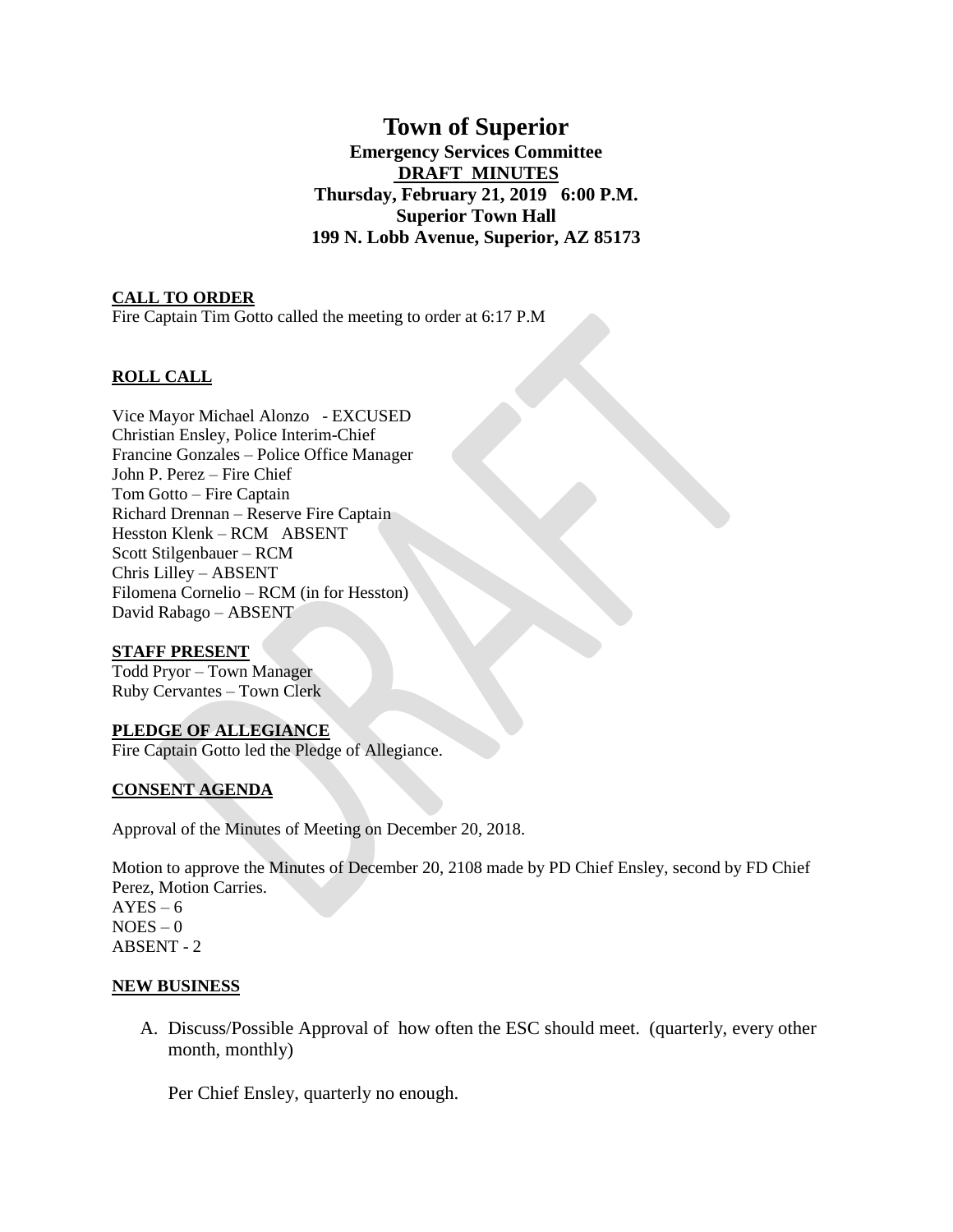# Town of Superior

**Emergency Services Committee**
**DRAFT MINUTES**
**Thursday, February 21, 2019 6:00 P.M.**
**Superior Town Hall**
**199 N. Lobb Avenue, Superior, AZ 85173**

**CALL TO ORDER**

Fire Captain Tim Gotto called the meeting to order at 6:17 P.M

**ROLL CALL**

Vice Mayor Michael Alonzo - EXCUSED
Christian Ensley, Police Interim-Chief
Francine Gonzales – Police Office Manager
John P. Perez – Fire Chief
Tom Gotto – Fire Captain
Richard Drennan – Reserve Fire Captain
Hesston Klenk – RCM ABSENT
Scott Stilgenbauer – RCM
Chris Lilley – ABSENT
Filomena Cornelio – RCM (in for Hesston)
David Rabago – ABSENT

**STAFF PRESENT**

Todd Pryor – Town Manager
Ruby Cervantes – Town Clerk

**PLEDGE OF ALLEGIANCE**

Fire Captain Gotto led the Pledge of Allegiance.

**CONSENT AGENDA**

Approval of the Minutes of Meeting on December 20, 2018.

Motion to approve the Minutes of December 20, 2108 made by PD Chief Ensley, second by FD Chief Perez, Motion Carries.
AYES – 6
NOES – 0
ABSENT - 2

**NEW BUSINESS**

A. Discuss/Possible Approval of how often the ESC should meet. (quarterly, every other month, monthly)

   Per Chief Ensley, quarterly no enough.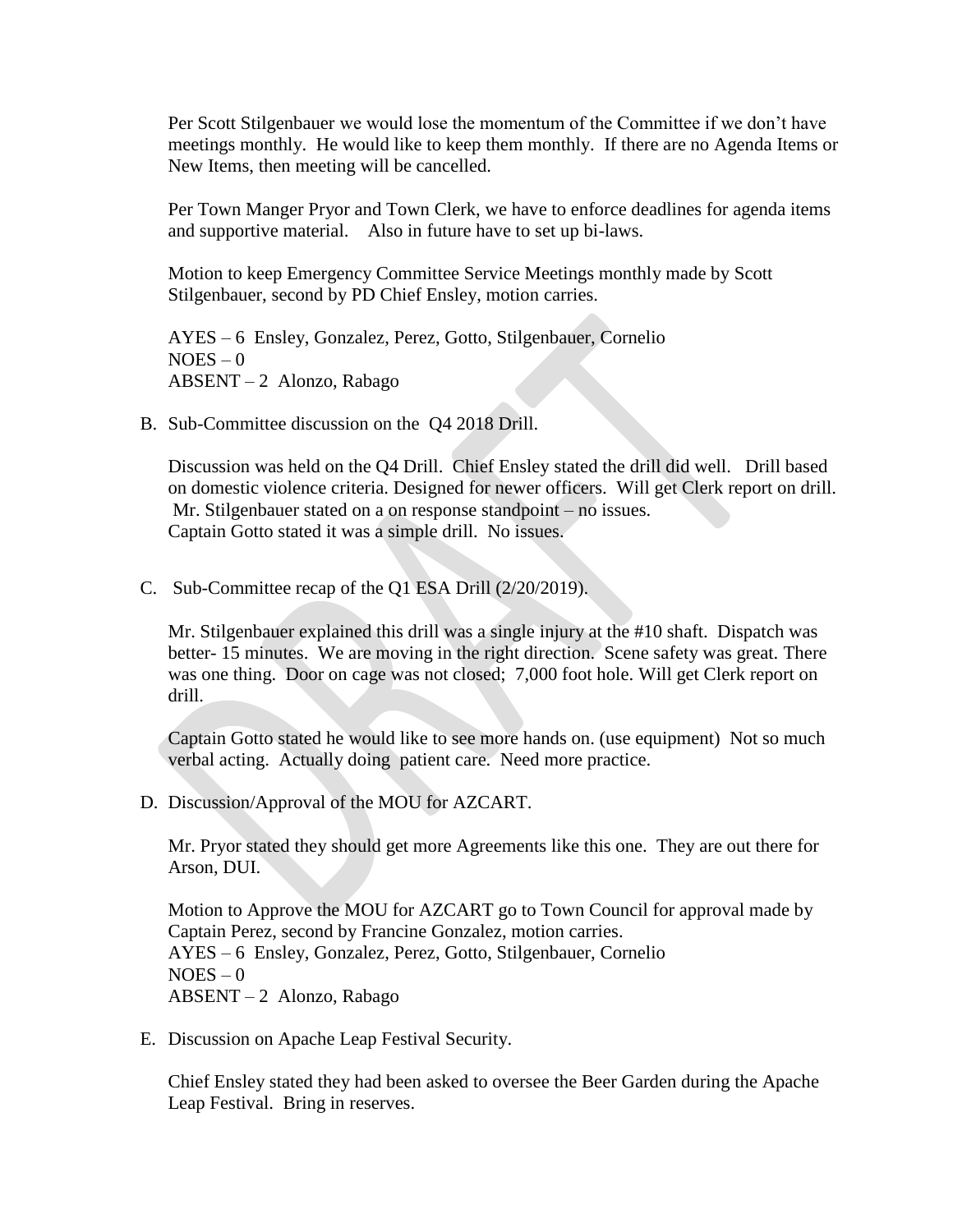Per Scott Stilgenbauer we would lose the momentum of the Committee if we don't have meetings monthly. He would like to keep them monthly. If there are no Agenda Items or New Items, then meeting will be cancelled.

Per Town Manger Pryor and Town Clerk, we have to enforce deadlines for agenda items and supportive material. Also in future have to set up bi-laws.

Motion to keep Emergency Committee Service Meetings monthly made by Scott Stilgenbauer, second by PD Chief Ensley, motion carries.

AYES – 6 Ensley, Gonzalez, Perez, Gotto, Stilgenbauer, Cornelio
NOES – 0
ABSENT – 2 Alonzo, Rabago

B. Sub-Committee discussion on the Q4 2018 Drill.

Discussion was held on the Q4 Drill. Chief Ensley stated the drill did well. Drill based on domestic violence criteria. Designed for newer officers. Will get Clerk report on drill. Mr. Stilgenbauer stated on a on response standpoint – no issues.
Captain Gotto stated it was a simple drill. No issues.

C. Sub-Committee recap of the Q1 ESA Drill (2/20/2019).

Mr. Stilgenbauer explained this drill was a single injury at the #10 shaft. Dispatch was better- 15 minutes. We are moving in the right direction. Scene safety was great. There was one thing. Door on cage was not closed; 7,000 foot hole. Will get Clerk report on drill.

Captain Gotto stated he would like to see more hands on. (use equipment) Not so much verbal acting. Actually doing patient care. Need more practice.

D. Discussion/Approval of the MOU for AZCART.

Mr. Pryor stated they should get more Agreements like this one. They are out there for Arson, DUI.

Motion to Approve the MOU for AZCART go to Town Council for approval made by Captain Perez, second by Francine Gonzalez, motion carries.
AYES – 6 Ensley, Gonzalez, Perez, Gotto, Stilgenbauer, Cornelio
NOES – 0
ABSENT – 2 Alonzo, Rabago

E. Discussion on Apache Leap Festival Security.

Chief Ensley stated they had been asked to oversee the Beer Garden during the Apache Leap Festival. Bring in reserves.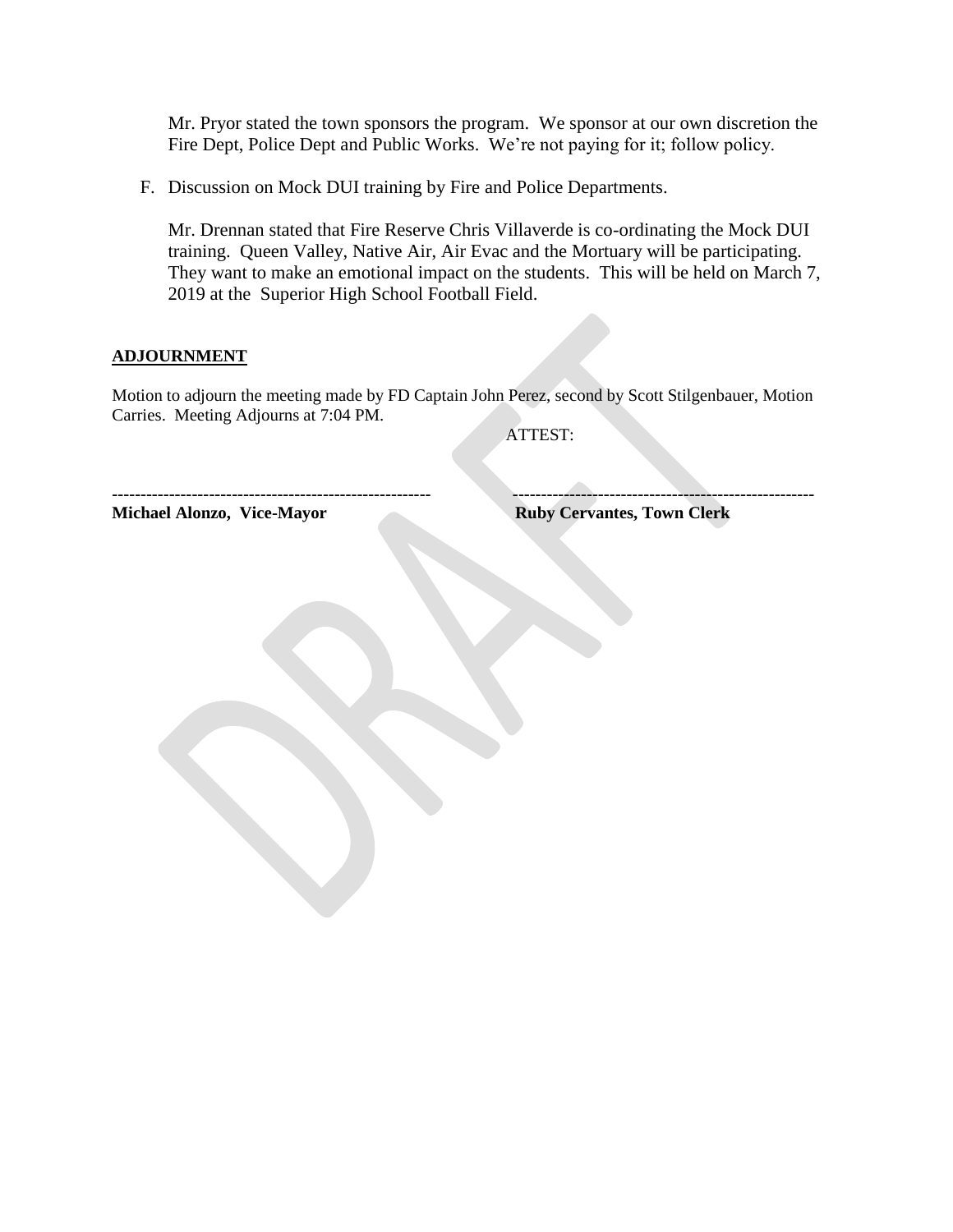Mr. Pryor stated the town sponsors the program. We sponsor at our own discretion the Fire Dept, Police Dept and Public Works. We're not paying for it; follow policy.

F. Discussion on Mock DUI training by Fire and Police Departments.

   Mr. Drennan stated that Fire Reserve Chris Villaverde is co-ordinating the Mock DUI training. Queen Valley, Native Air, Air Evac and the Mortuary will be participating. They want to make an emotional impact on the students. This will be held on March 7, 2019 at the Superior High School Football Field.

**ADJOURNMENT**

Motion to adjourn the meeting made by FD Captain John Perez, second by Scott Stilgenbauer, Motion Carries. Meeting Adjourns at 7:04 PM.

ATTEST:

--------------------------------------------------------
**Michael Alonzo, Vice-Mayor**

-----------------------------------------------------
**Ruby Cervantes, Town Clerk**

DRAFT